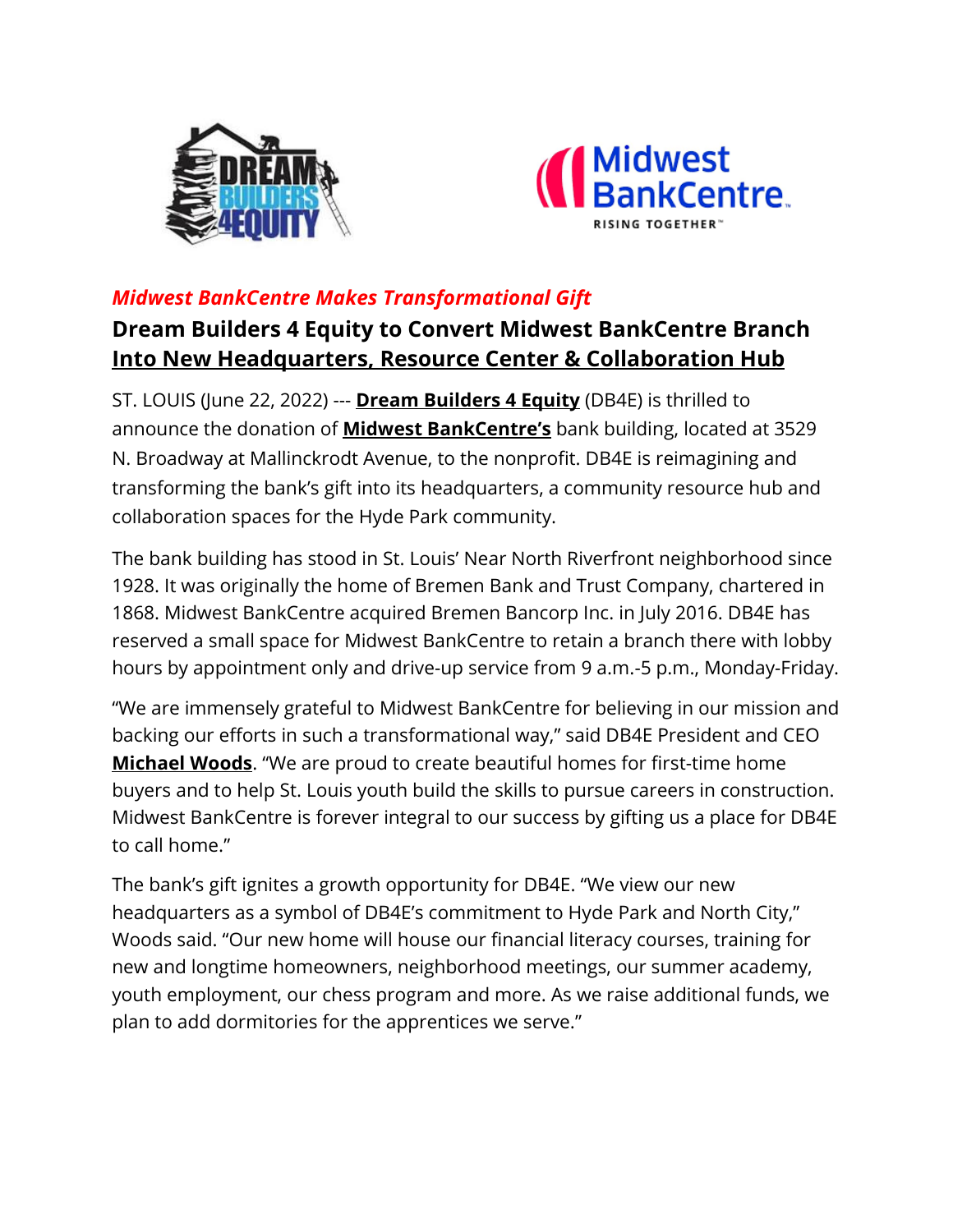*Midwest BankCentre Makes Transformational Gift*

## Dream Builders 4 Equity to Convert Midwest BankCentre Branch Into New Headquarters, Resource Center & Collaboration Hub

ST. LOUIS (June 22, 2022) --- **Dream Builders 4 Equity** (DB4E) is thrilled to announce the donation of **Midwest BankCentre's** bank building, located at 3529 N. Broadway at Mallinckrodt Avenue, to the nonprofit. DB4E is reimagining and transforming the bank's gift into its headquarters, a community resource hub and collaboration spaces for the Hyde Park community.

The bank building has stood in St. Louis' Near North Riverfront neighborhood since 1928. It was originally the home of Bremen Bank and Trust Company, chartered in 1868. Midwest BankCentre acquired Bremen Bancorp Inc. in July 2016. DB4E has reserved a small space for Midwest BankCentre to retain a branch there with lobby hours by appointment only and drive-up service from 9 a.m.-5 p.m., Monday-Friday.

"We are immensely grateful to Midwest BankCentre for believing in our mission and backing our efforts in such a transformational way," said DB4E President and CEO **Michael Woods**. "We are proud to create beautiful homes for first-time home buyers and to help St. Louis youth build the skills to pursue careers in construction. Midwest BankCentre is forever integral to our success by gifting us a place for DB4E to call home."

The bank's gift ignites a growth opportunity for DB4E. "We view our new headquarters as a symbol of DB4E's commitment to Hyde Park and North City," Woods said. "Our new home will house our financial literacy courses, training for new and longtime homeowners, neighborhood meetings, our summer academy, youth employment, our chess program and more. As we raise additional funds, we plan to add dormitories for the apprentices we serve."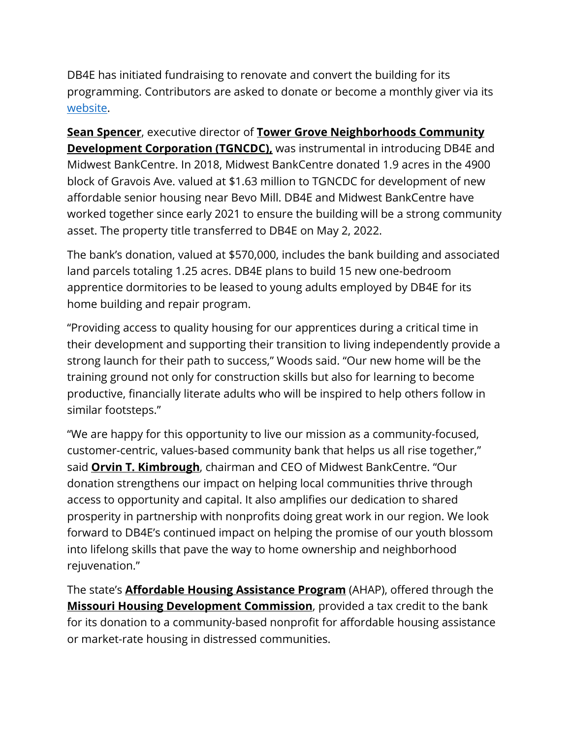DB4E has initiated fundraising to renovate and convert the building for its programming. Contributors are asked to donate or become a monthly giver via its website.

**Sean Spencer**, executive director of **Tower Grove Neighborhoods Community Development Corporation (TGNCDC),** was instrumental in introducing DB4E and Midwest BankCentre. In 2018, Midwest BankCentre donated 1.9 acres in the 4900 block of Gravois Ave. valued at $1.63 million to TGNCDC for development of new affordable senior housing near Bevo Mill. DB4E and Midwest BankCentre have worked together since early 2021 to ensure the building will be a strong community asset. The property title transferred to DB4E on May 2, 2022.

The bank's donation, valued at $570,000, includes the bank building and associated land parcels totaling 1.25 acres. DB4E plans to build 15 new one-bedroom apprentice dormitories to be leased to young adults employed by DB4E for its home building and repair program.

"Providing access to quality housing for our apprentices during a critical time in their development and supporting their transition to living independently provide a strong launch for their path to success," Woods said. "Our new home will be the training ground not only for construction skills but also for learning to become productive, financially literate adults who will be inspired to help others follow in similar footsteps."

"We are happy for this opportunity to live our mission as a community-focused, customer-centric, values-based community bank that helps us all rise together," said **Orvin T. Kimbrough**, chairman and CEO of Midwest BankCentre. "Our donation strengthens our impact on helping local communities thrive through access to opportunity and capital. It also amplifies our dedication to shared prosperity in partnership with nonprofits doing great work in our region. We look forward to DB4E's continued impact on helping the promise of our youth blossom into lifelong skills that pave the way to home ownership and neighborhood rejuvenation."

The state's **Affordable Housing Assistance Program** (AHAP), offered through the **Missouri Housing Development Commission**, provided a tax credit to the bank for its donation to a community-based nonprofit for affordable housing assistance or market-rate housing in distressed communities.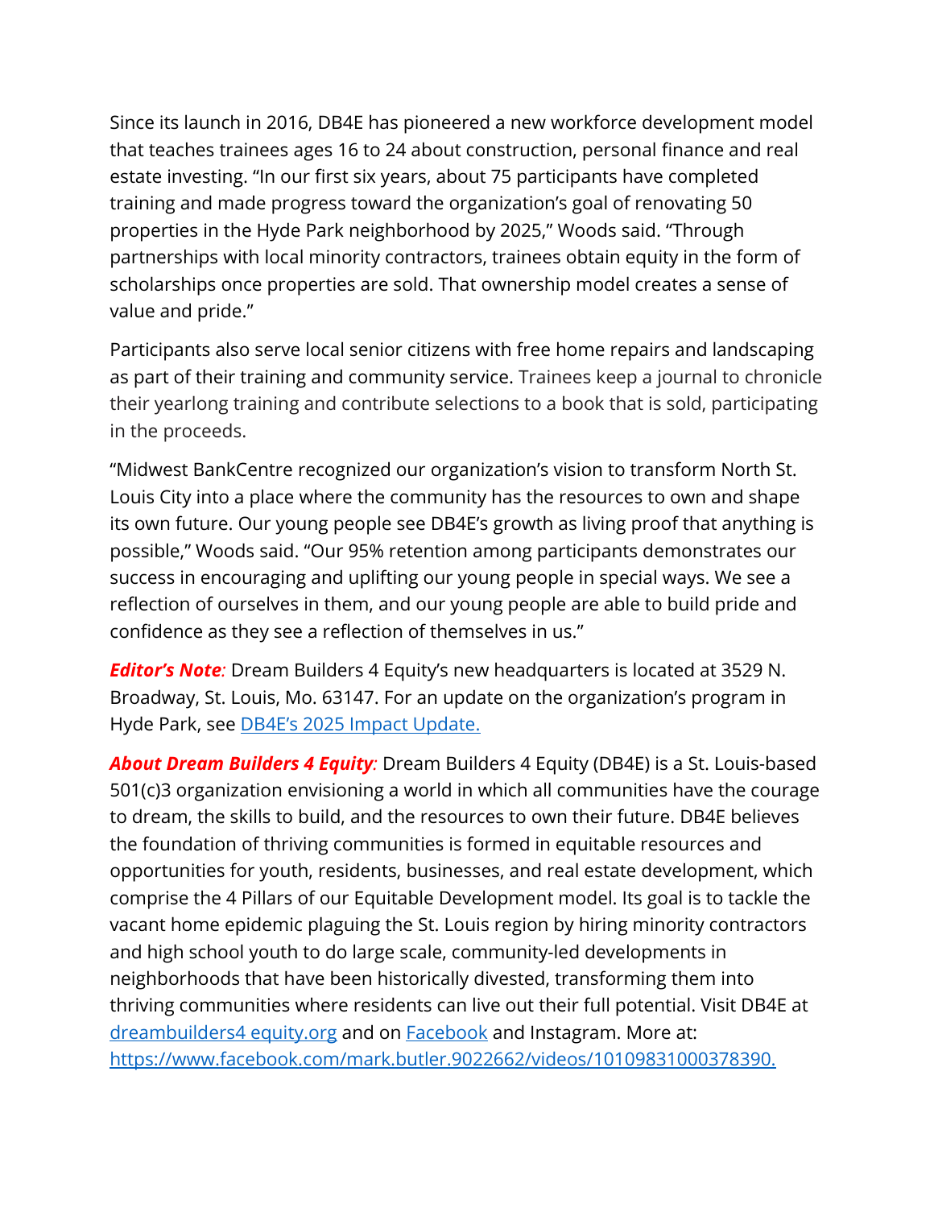Since its launch in 2016, DB4E has pioneered a new workforce development model that teaches trainees ages 16 to 24 about construction, personal finance and real estate investing. "In our first six years, about 75 participants have completed training and made progress toward the organization's goal of renovating 50 properties in the Hyde Park neighborhood by 2025," Woods said. "Through partnerships with local minority contractors, trainees obtain equity in the form of scholarships once properties are sold. That ownership model creates a sense of value and pride."

Participants also serve local senior citizens with free home repairs and landscaping as part of their training and community service. Trainees keep a journal to chronicle their yearlong training and contribute selections to a book that is sold, participating in the proceeds.

"Midwest BankCentre recognized our organization's vision to transform North St. Louis City into a place where the community has the resources to own and shape its own future. Our young people see DB4E's growth as living proof that anything is possible," Woods said. "Our 95% retention among participants demonstrates our success in encouraging and uplifting our young people in special ways. We see a reflection of ourselves in them, and our young people are able to build pride and confidence as they see a reflection of themselves in us."

***Editor's Note:*** Dream Builders 4 Equity's new headquarters is located at 3529 N. Broadway, St. Louis, Mo. 63147. For an update on the organization's program in Hyde Park, see [DB4E's 2025 Impact Update.]()

***About Dream Builders 4 Equity:*** Dream Builders 4 Equity (DB4E) is a St. Louis-based 501(c)3 organization envisioning a world in which all communities have the courage to dream, the skills to build, and the resources to own their future. DB4E believes the foundation of thriving communities is formed in equitable resources and opportunities for youth, residents, businesses, and real estate development, which comprise the 4 Pillars of our Equitable Development model. Its goal is to tackle the vacant home epidemic plaguing the St. Louis region by hiring minority contractors and high school youth to do large scale, community-led developments in neighborhoods that have been historically divested, transforming them into thriving communities where residents can live out their full potential. Visit DB4E at [dreambuilders4 equity.org]() and on [Facebook]() and Instagram. More at: [https://www.facebook.com/mark.butler.9022662/videos/10109831000378390.](https://www.facebook.com/mark.butler.9022662/videos/10109831000378390)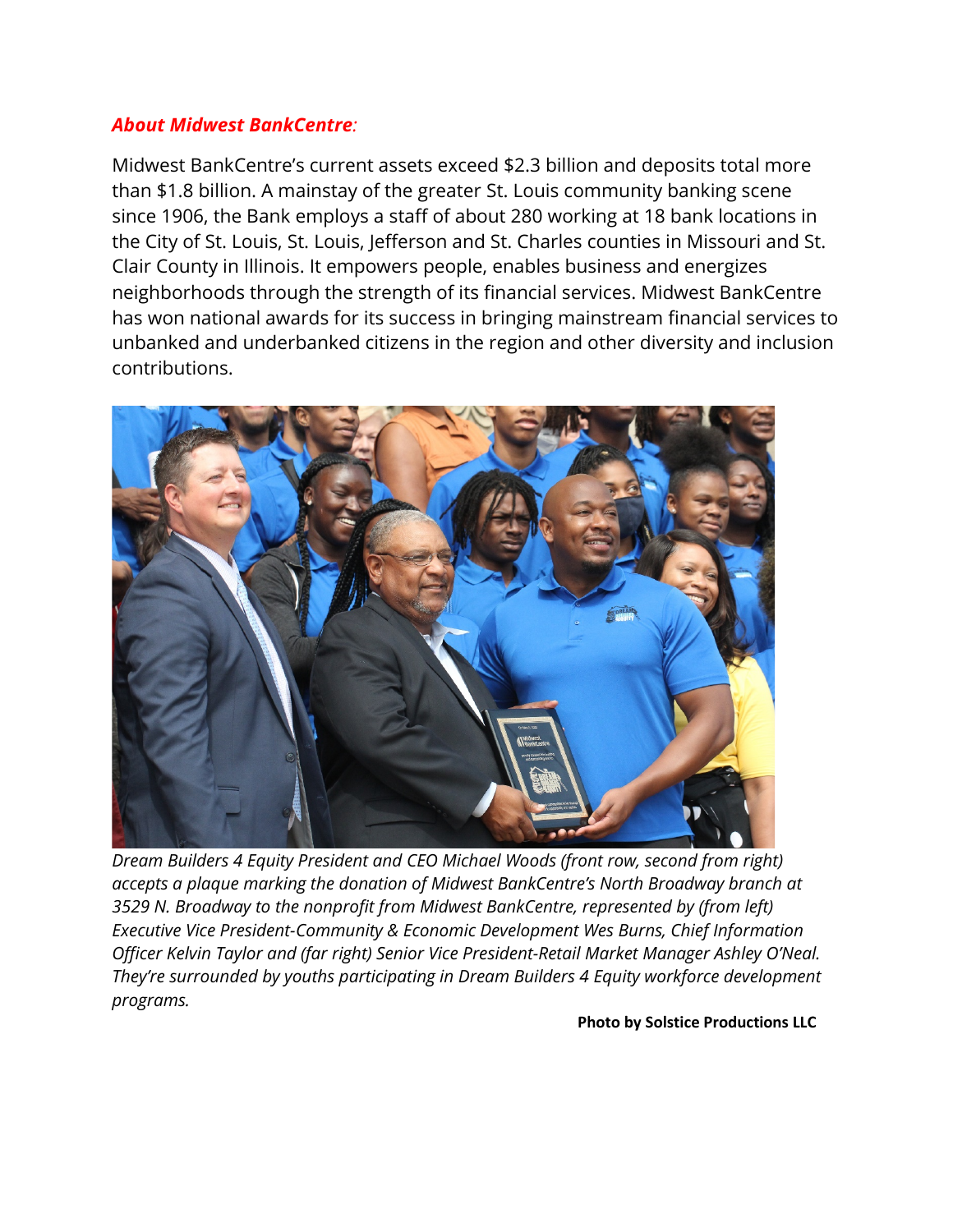***About Midwest BankCentre*:**

Midwest BankCentre's current assets exceed $2.3 billion and deposits total more than $1.8 billion. A mainstay of the greater St. Louis community banking scene since 1906, the Bank employs a staff of about 280 working at 18 bank locations in the City of St. Louis, St. Louis, Jefferson and St. Charles counties in Missouri and St. Clair County in Illinois. It empowers people, enables business and energizes neighborhoods through the strength of its financial services. Midwest BankCentre has won national awards for its success in bringing mainstream financial services to unbanked and underbanked citizens in the region and other diversity and inclusion contributions.

*Dream Builders 4 Equity President and CEO Michael Woods (front row, second from right) accepts a plaque marking the donation of Midwest BankCentre's North Broadway branch at 3529 N. Broadway to the nonprofit from Midwest BankCentre, represented by (from left) Executive Vice President-Community & Economic Development Wes Burns, Chief Information Officer Kelvin Taylor and (far right) Senior Vice President-Retail Market Manager Ashley O'Neal. They're surrounded by youths participating in Dream Builders 4 Equity workforce development programs.*

**Photo by Solstice Productions LLC**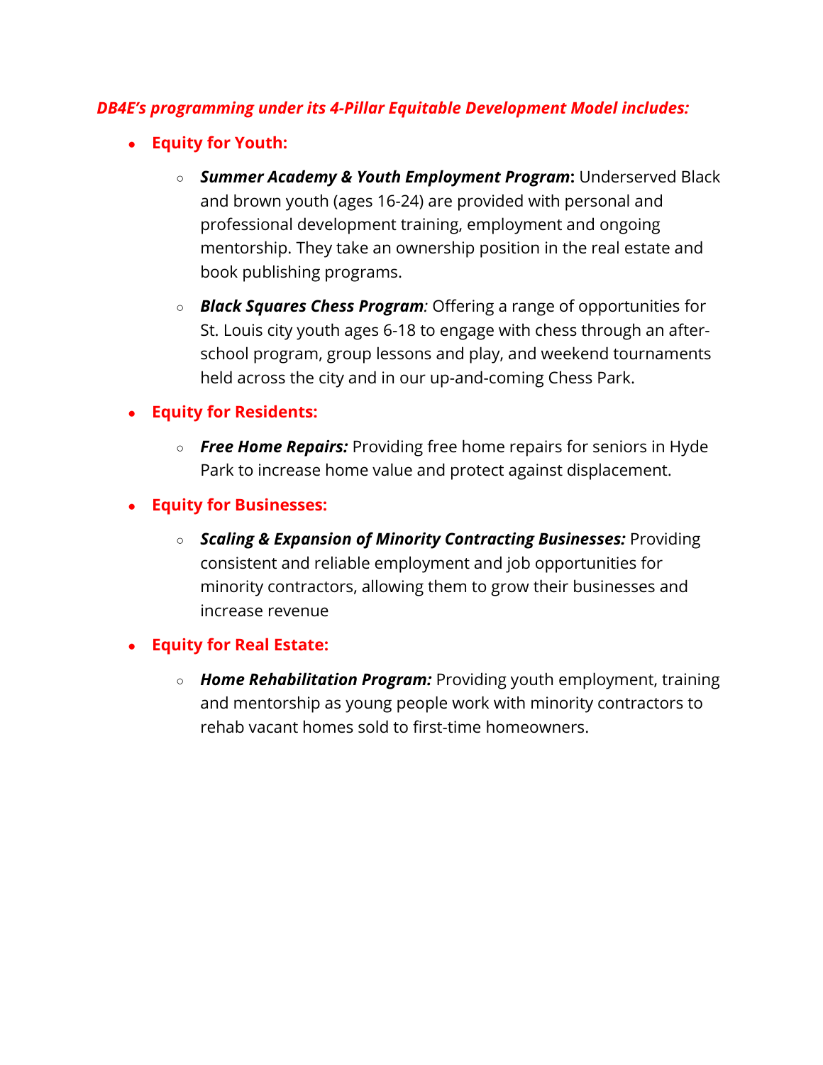***DB4E's programming under its 4-Pillar Equitable Development Model includes:***

- **Equity for Youth:**
  - ***Summer Academy & Youth Employment Program*****:** Underserved Black and brown youth (ages 16-24) are provided with personal and professional development training, employment and ongoing mentorship. They take an ownership position in the real estate and book publishing programs.
  - ***Black Squares Chess Program****:* Offering a range of opportunities for St. Louis city youth ages 6-18 to engage with chess through an after-school program, group lessons and play, and weekend tournaments held across the city and in our up-and-coming Chess Park.
- **Equity for Residents:**
  - ***Free Home Repairs:*** Providing free home repairs for seniors in Hyde Park to increase home value and protect against displacement.
- **Equity for Businesses:**
  - ***Scaling & Expansion of Minority Contracting Businesses:*** Providing consistent and reliable employment and job opportunities for minority contractors, allowing them to grow their businesses and increase revenue
- **Equity for Real Estate:**
  - ***Home Rehabilitation Program:*** Providing youth employment, training and mentorship as young people work with minority contractors to rehab vacant homes sold to first-time homeowners.